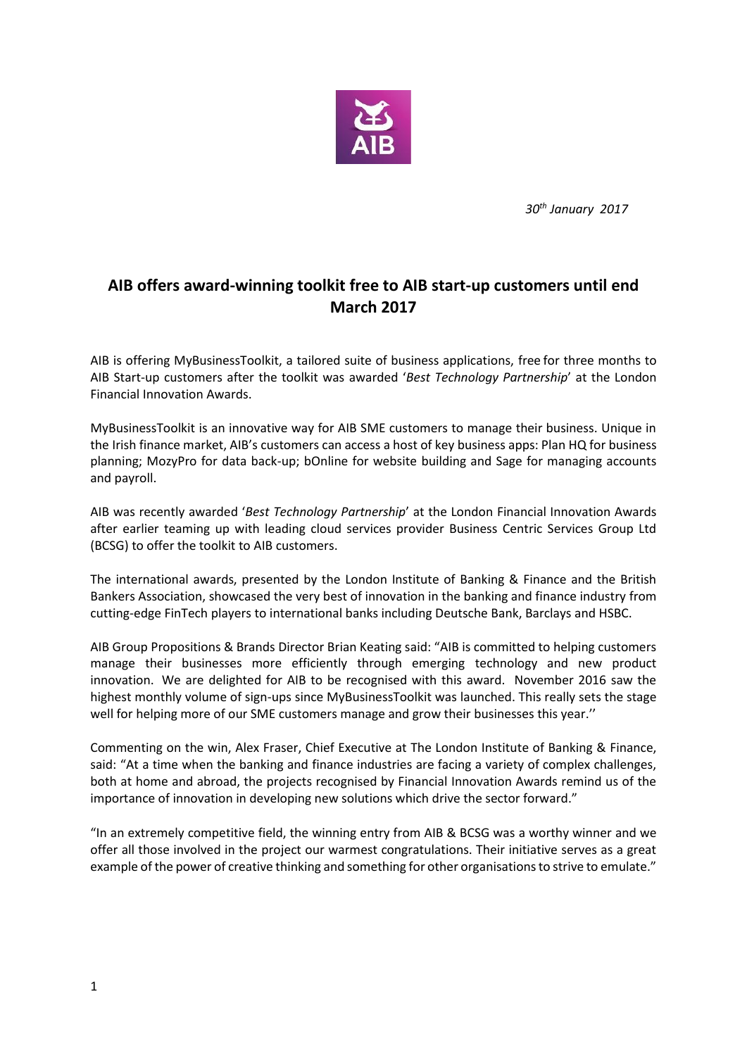*30th January 2017*

## AIB offers award-winning toolkit free to AIB start-up customers until end March 2017

AIB is offering MyBusinessToolkit, a tailored suite of business applications, free for three months to AIB Start-up customers after the toolkit was awarded '*Best Technology Partnership*' at the London Financial Innovation Awards.

MyBusinessToolkit is an innovative way for AIB SME customers to manage their business. Unique in the Irish finance market, AIB's customers can access a host of key business apps: Plan HQ for business planning; MozyPro for data back-up; bOnline for website building and Sage for managing accounts and payroll.

AIB was recently awarded '*Best Technology Partnership*' at the London Financial Innovation Awards after earlier teaming up with leading cloud services provider Business Centric Services Group Ltd (BCSG) to offer the toolkit to AIB customers.

The international awards, presented by the London Institute of Banking & Finance and the British Bankers Association, showcased the very best of innovation in the banking and finance industry from cutting-edge FinTech players to international banks including Deutsche Bank, Barclays and HSBC.

AIB Group Propositions & Brands Director Brian Keating said: "AIB is committed to helping customers manage their businesses more efficiently through emerging technology and new product innovation. We are delighted for AIB to be recognised with this award. November 2016 saw the highest monthly volume of sign-ups since MyBusinessToolkit was launched. This really sets the stage well for helping more of our SME customers manage and grow their businesses this year.''

Commenting on the win, Alex Fraser, Chief Executive at The London Institute of Banking & Finance, said: "At a time when the banking and finance industries are facing a variety of complex challenges, both at home and abroad, the projects recognised by Financial Innovation Awards remind us of the importance of innovation in developing new solutions which drive the sector forward."

"In an extremely competitive field, the winning entry from AIB & BCSG was a worthy winner and we offer all those involved in the project our warmest congratulations. Their initiative serves as a great example of the power of creative thinking and something for other organisations to strive to emulate."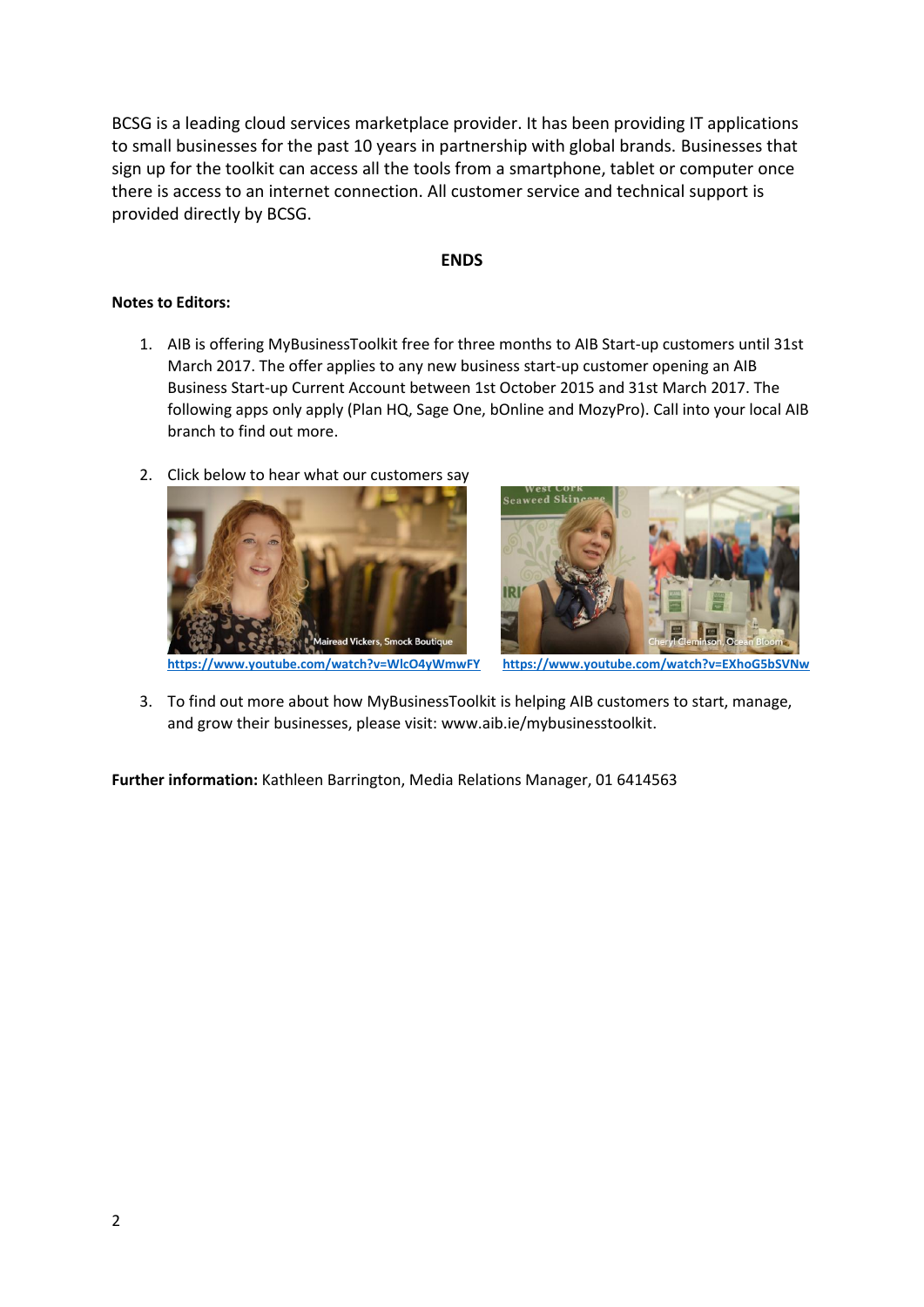BCSG is a leading cloud services marketplace provider. It has been providing IT applications to small businesses for the past 10 years in partnership with global brands. Businesses that sign up for the toolkit can access all the tools from a smartphone, tablet or computer once there is access to an internet connection. All customer service and technical support is provided directly by BCSG.

**ENDS**

**Notes to Editors:**

1. AIB is offering MyBusinessToolkit free for three months to AIB Start-up customers until 31st March 2017. The offer applies to any new business start-up customer opening an AIB Business Start-up Current Account between 1st October 2015 and 31st March 2017. The following apps only apply (Plan HQ, Sage One, bOnline and MozyPro). Call into your local AIB branch to find out more.

2. Click below to hear what our customers say

   Mairead Vickers, Smock Boutique
   https://www.youtube.com/watch?v=WlcO4yWmwFY

   Cheryl Cleminson, Ocean Bloom
   https://www.youtube.com/watch?v=EXhoG5bSVNw

3. To find out more about how MyBusinessToolkit is helping AIB customers to start, manage, and grow their businesses, please visit: www.aib.ie/mybusinesstoolkit.

**Further information:** Kathleen Barrington, Media Relations Manager, 01 6414563